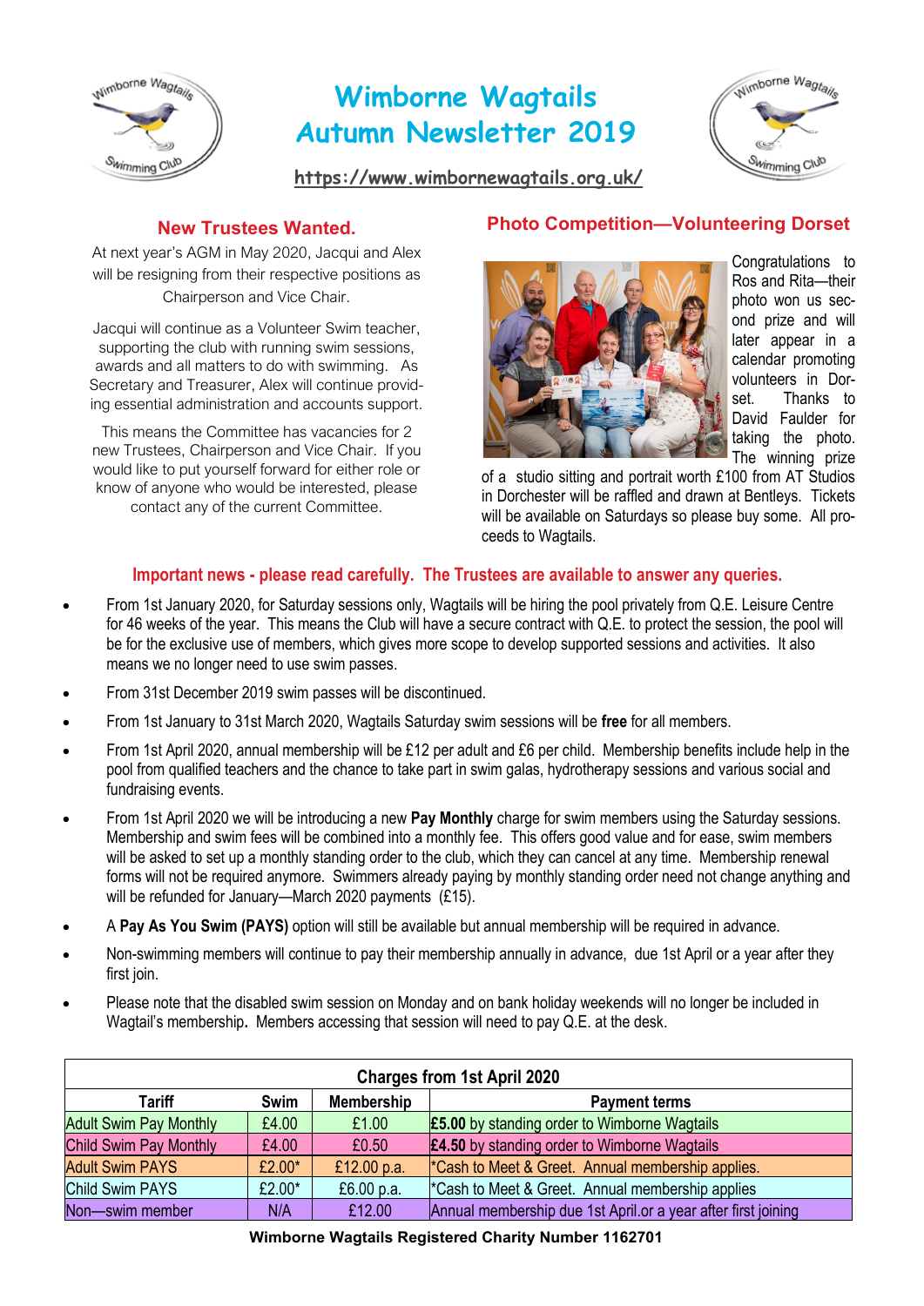# Wimborne Wagtails Autumn Newsletter 2019

https://www.wimbornewagtails.org.uk/

## New Trustees Wanted.

At next year's AGM in May 2020, Jacqui and Alex will be resigning from their respective positions as Chairperson and Vice Chair.

Jacqui will continue as a Volunteer Swim teacher, supporting the club with running swim sessions, awards and all matters to do with swimming. As Secretary and Treasurer, Alex will continue providing essential administration and accounts support.

This means the Committee has vacancies for 2 new Trustees, Chairperson and Vice Chair. If you would like to put yourself forward for either role or know of anyone who would be interested, please contact any of the current Committee.

## Photo Competition—Volunteering Dorset

Congratulations to Ros and Rita—their photo won us second prize and will later appear in a calendar promoting volunteers in Dorset. Thanks to David Faulder for taking the photo. The winning prize of a studio sitting and portrait worth £100 from AT Studios in Dorchester will be raffled and drawn at Bentleys. Tickets will be available on Saturdays so please buy some. All proceeds to Wagtails.

## Important news - please read carefully. The Trustees are available to answer any queries.

- From 1st January 2020, for Saturday sessions only, Wagtails will be hiring the pool privately from Q.E. Leisure Centre for 46 weeks of the year. This means the Club will have a secure contract with Q.E. to protect the session, the pool will be for the exclusive use of members, which gives more scope to develop supported sessions and activities. It also means we no longer need to use swim passes.
- From 31st December 2019 swim passes will be discontinued.
- From 1st January to 31st March 2020, Wagtails Saturday swim sessions will be **free** for all members.
- From 1st April 2020, annual membership will be £12 per adult and £6 per child. Membership benefits include help in the pool from qualified teachers and the chance to take part in swim galas, hydrotherapy sessions and various social and fundraising events.
- From 1st April 2020 we will be introducing a new **Pay Monthly** charge for swim members using the Saturday sessions. Membership and swim fees will be combined into a monthly fee. This offers good value and for ease, swim members will be asked to set up a monthly standing order to the club, which they can cancel at any time. Membership renewal forms will not be required anymore. Swimmers already paying by monthly standing order need not change anything and will be refunded for January—March 2020 payments (£15).
- A **Pay As You Swim (PAYS)** option will still be available but annual membership will be required in advance.
- Non-swimming members will continue to pay their membership annually in advance, due 1st April or a year after they first join.
- Please note that the disabled swim session on Monday and on bank holiday weekends will no longer be included in Wagtail's membership**.** Members accessing that session will need to pay Q.E. at the desk.

| Charges from 1st April 2020 | | | |
|---|---|---|---|
| **Tariff** | **Swim** | **Membership** | **Payment terms** |
| Adult Swim Pay Monthly | £4.00 | £1.00 | **£5.00** by standing order to Wimborne Wagtails |
| Child Swim Pay Monthly | £4.00 | £0.50 | **£4.50** by standing order to Wimborne Wagtails |
| Adult Swim PAYS | £2.00* | £12.00 p.a. | *Cash to Meet & Greet. Annual membership applies. |
| Child Swim PAYS | £2.00* | £6.00 p.a. | *Cash to Meet & Greet. Annual membership applies |
| Non—swim member | N/A | £12.00 | Annual membership due 1st April.or a year after first joining |

**Wimborne Wagtails Registered Charity Number 1162701**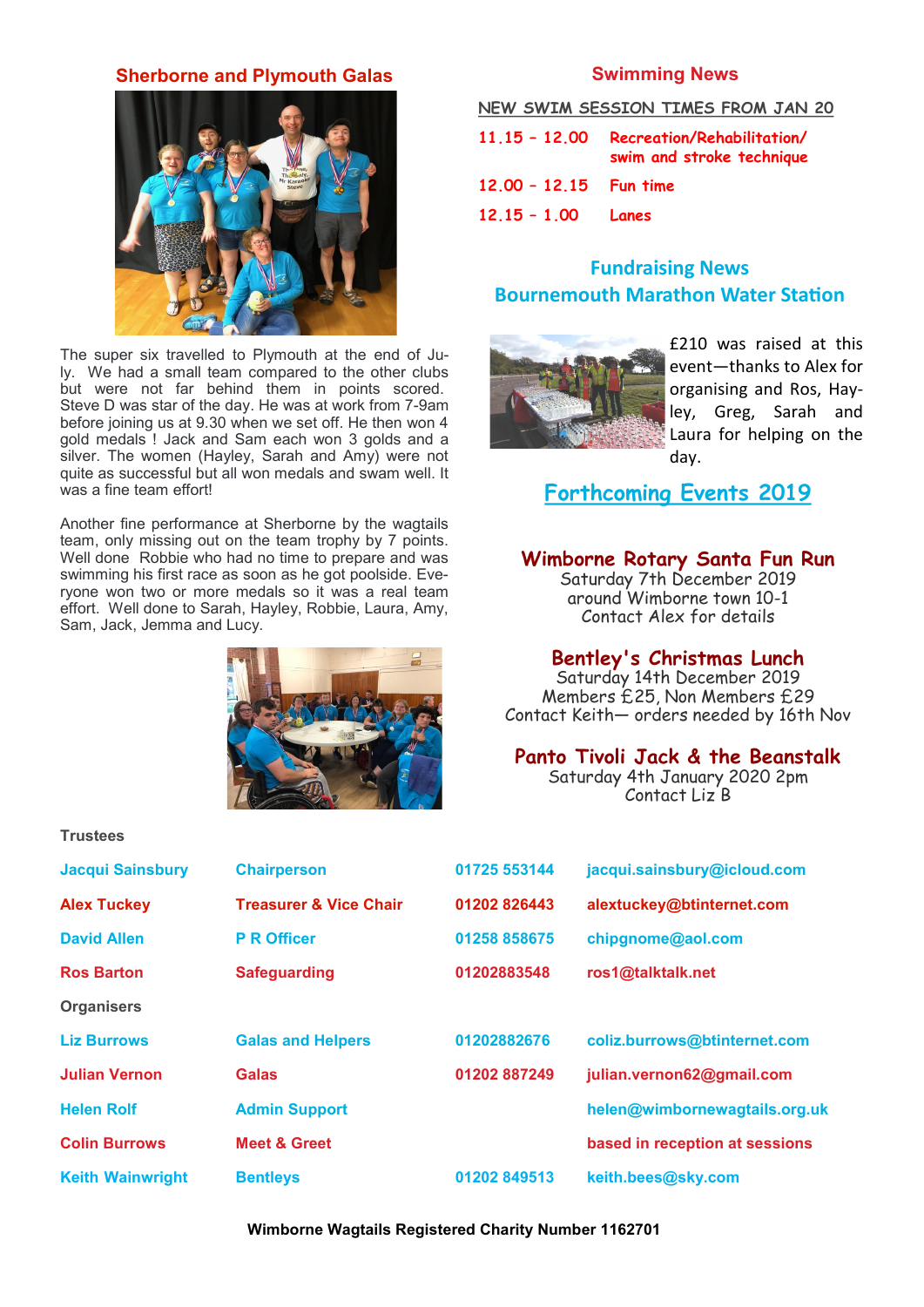## Sherborne and Plymouth Galas

The super six travelled to Plymouth at the end of July. We had a small team compared to the other clubs but were not far behind them in points scored. Steve D was star of the day. He was at work from 7-9am before joining us at 9.30 when we set off. He then won 4 gold medals ! Jack and Sam each won 3 golds and a silver. The women (Hayley, Sarah and Amy) were not quite as successful but all won medals and swam well. It was a fine team effort!

Another fine performance at Sherborne by the wagtails team, only missing out on the team trophy by 7 points. Well done Robbie who had no time to prepare and was swimming his first race as soon as he got poolside. Everyone won two or more medals so it was a real team effort. Well done to Sarah, Hayley, Robbie, Laura, Amy, Sam, Jack, Jemma and Lucy.

## Swimming News

NEW SWIM SESSION TIMES FROM JAN 20

| | |
|---|---|
| 11.15 – 12.00 | Recreation/Rehabilitation/ swim and stroke technique |
| 12.00 – 12.15 | Fun time |
| 12.15 – 1.00 | Lanes |

## Fundraising News
## Bournemouth Marathon Water Station

£210 was raised at this event—thanks to Alex for organising and Ros, Hayley, Greg, Sarah and Laura for helping on the day.

## Forthcoming Events 2019

### Wimborne Rotary Santa Fun Run
Saturday 7th December 2019
around Wimborne town 10-1
Contact Alex for details

### Bentley's Christmas Lunch
Saturday 14th December 2019
Members £25, Non Members £29
Contact Keith— orders needed by 16th Nov

### Panto Tivoli Jack & the Beanstalk
Saturday 4th January 2020 2pm
Contact Liz B

| | | | |
|---|---|---|---|
| **Trustees** | | | |
| Jacqui Sainsbury | Chairperson | 01725 553144 | jacqui.sainsbury@icloud.com |
| Alex Tuckey | Treasurer & Vice Chair | 01202 826443 | alextuckey@btinternet.com |
| David Allen | P R Officer | 01258 858675 | chipgnome@aol.com |
| Ros Barton | Safeguarding | 01202883548 | ros1@talktalk.net |
| **Organisers** | | | |
| Liz Burrows | Galas and Helpers | 01202882676 | coliz.burrows@btinternet.com |
| Julian Vernon | Galas | 01202 887249 | julian.vernon62@gmail.com |
| Helen Rolf | Admin Support | | helen@wimbornewagtails.org.uk |
| Colin Burrows | Meet & Greet | | based in reception at sessions |
| Keith Wainwright | Bentleys | 01202 849513 | keith.bees@sky.com |

**Wimborne Wagtails Registered Charity Number 1162701**